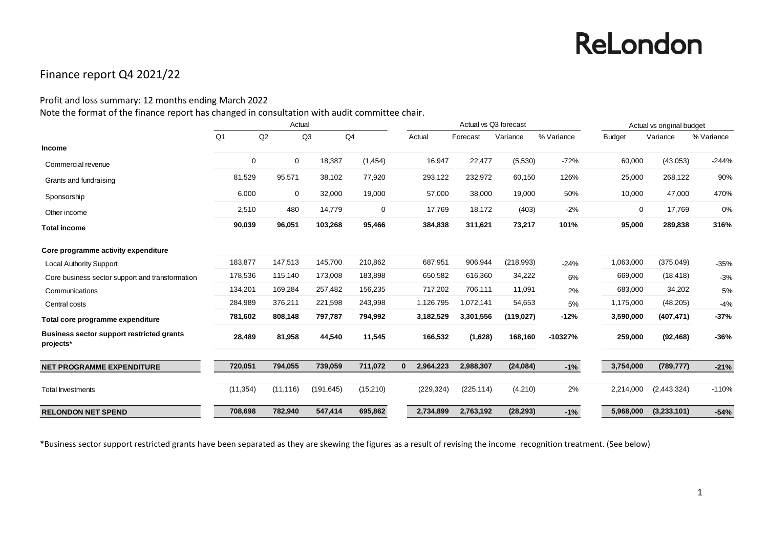ReLondon

# Finance report Q4 2021/22

Profit and loss summary: 12 months ending March 2022

Note the format of the finance report has changed in consultation with audit committee chair.

| | Actual | | | | | Actual vs Q3 forecast | | | | Actual vs original budget | | |
|---|---|---|---|---|---|---|---|---|---|---|---|---|
| | Q1 | Q2 | Q3 | Q4 | | Actual | Forecast | Variance | % Variance | Budget | Variance | % Variance |
| **Income** | | | | | | | | | | | | |
| Commercial revenue | 0 | 0 | 18,387 | (1,454) | | 16,947 | 22,477 | (5,530) | -72% | 60,000 | (43,053) | -244% |
| Grants and fundraising | 81,529 | 95,571 | 38,102 | 77,920 | | 293,122 | 232,972 | 60,150 | 126% | 25,000 | 268,122 | 90% |
| Sponsorship | 6,000 | 0 | 32,000 | 19,000 | | 57,000 | 38,000 | 19,000 | 50% | 10,000 | 47,000 | 470% |
| Other income | 2,510 | 480 | 14,779 | 0 | | 17,769 | 18,172 | (403) | -2% | 0 | 17,769 | 0% |
| **Total income** | **90,039** | **96,051** | **103,268** | **95,466** | | **384,838** | **311,621** | **73,217** | **101%** | **95,000** | **289,838** | **316%** |
| **Core programme activity expenditure** | | | | | | | | | | | | |
| Local Authority Support | 183,877 | 147,513 | 145,700 | 210,862 | | 687,951 | 906,944 | (218,993) | -24% | 1,063,000 | (375,049) | -35% |
| Core business sector support and transformation | 178,536 | 115,140 | 173,008 | 183,898 | | 650,582 | 616,360 | 34,222 | 6% | 669,000 | (18,418) | -3% |
| Communications | 134,201 | 169,284 | 257,482 | 156,235 | | 717,202 | 706,111 | 11,091 | 2% | 683,000 | 34,202 | 5% |
| Central costs | 284,989 | 376,211 | 221,598 | 243,998 | | 1,126,795 | 1,072,141 | 54,653 | 5% | 1,175,000 | (48,205) | -4% |
| **Total core programme expenditure** | **781,602** | **808,148** | **797,787** | **794,992** | | **3,182,529** | **3,301,556** | **(119,027)** | **-12%** | **3,590,000** | **(407,471)** | **-37%** |
| **Business sector support restricted grants projects*** | **28,489** | **81,958** | **44,540** | **11,545** | | **166,532** | **(1,628)** | **168,160** | **-10327%** | **259,000** | **(92,468)** | **-36%** |
| **NET PROGRAMME EXPENDITURE** | **720,051** | **794,055** | **739,059** | **711,072** | **0** | **2,964,223** | **2,988,307** | **(24,084)** | **-1%** | **3,754,000** | **(789,777)** | **-21%** |
| Total Investments | (11,354) | (11,116) | (191,645) | (15,210) | | (229,324) | (225,114) | (4,210) | 2% | 2,214,000 | (2,443,324) | -110% |
| **RELONDON NET SPEND** | **708,698** | **782,940** | **547,414** | **695,862** | | **2,734,899** | **2,763,192** | **(28,293)** | **-1%** | **5,968,000** | **(3,233,101)** | **-54%** |

*Business sector support restricted grants have been separated as they are skewing the figures as a result of revising the income recognition treatment. (See below)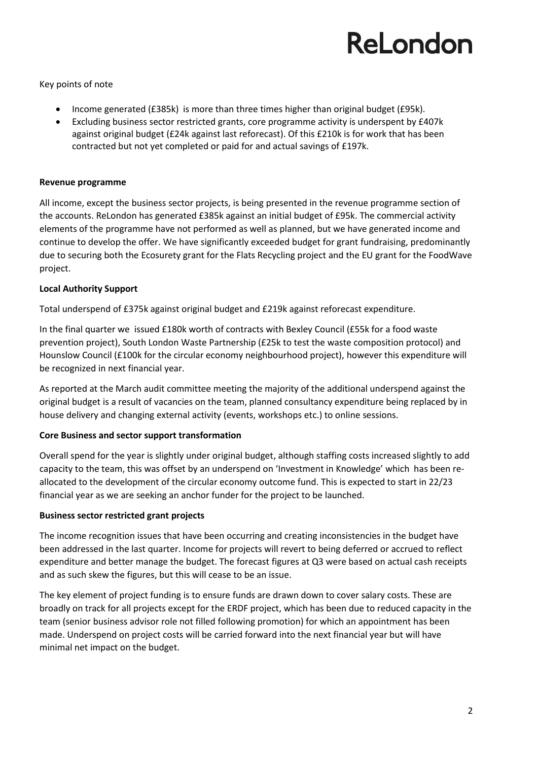Key points of note

- Income generated (£385k) is more than three times higher than original budget (£95k).
- Excluding business sector restricted grants, core programme activity is underspent by £407k against original budget (£24k against last reforecast). Of this £210k is for work that has been contracted but not yet completed or paid for and actual savings of £197k.

**Revenue programme**

All income, except the business sector projects, is being presented in the revenue programme section of the accounts. ReLondon has generated £385k against an initial budget of £95k. The commercial activity elements of the programme have not performed as well as planned, but we have generated income and continue to develop the offer. We have significantly exceeded budget for grant fundraising, predominantly due to securing both the Ecosurety grant for the Flats Recycling project and the EU grant for the FoodWave project.

**Local Authority Support**

Total underspend of £375k against original budget and £219k against reforecast expenditure.

In the final quarter we issued £180k worth of contracts with Bexley Council (£55k for a food waste prevention project), South London Waste Partnership (£25k to test the waste composition protocol) and Hounslow Council (£100k for the circular economy neighbourhood project), however this expenditure will be recognized in next financial year.

As reported at the March audit committee meeting the majority of the additional underspend against the original budget is a result of vacancies on the team, planned consultancy expenditure being replaced by in house delivery and changing external activity (events, workshops etc.) to online sessions.

**Core Business and sector support transformation**

Overall spend for the year is slightly under original budget, although staffing costs increased slightly to add capacity to the team, this was offset by an underspend on 'Investment in Knowledge' which has been re-allocated to the development of the circular economy outcome fund. This is expected to start in 22/23 financial year as we are seeking an anchor funder for the project to be launched.

**Business sector restricted grant projects**

The income recognition issues that have been occurring and creating inconsistencies in the budget have been addressed in the last quarter. Income for projects will revert to being deferred or accrued to reflect expenditure and better manage the budget. The forecast figures at Q3 were based on actual cash receipts and as such skew the figures, but this will cease to be an issue.

The key element of project funding is to ensure funds are drawn down to cover salary costs. These are broadly on track for all projects except for the ERDF project, which has been due to reduced capacity in the team (senior business advisor role not filled following promotion) for which an appointment has been made. Underspend on project costs will be carried forward into the next financial year but will have minimal net impact on the budget.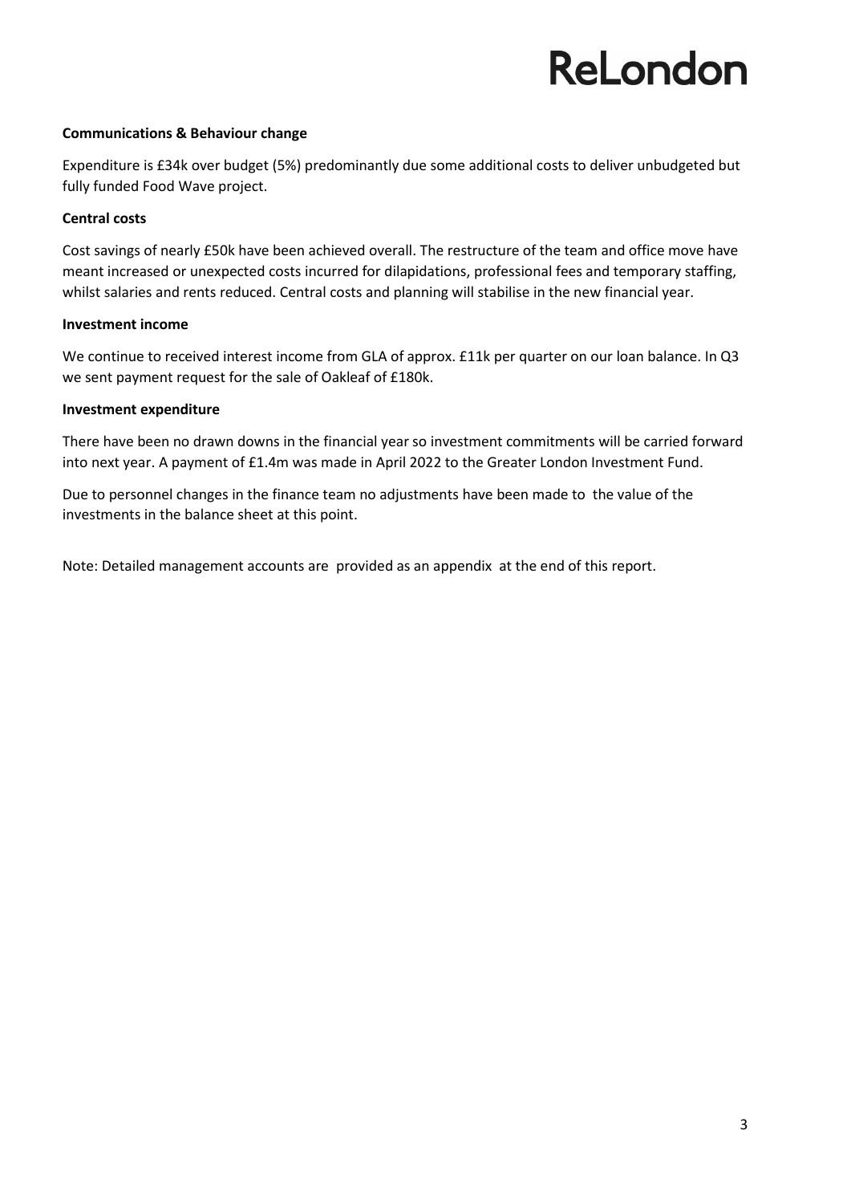**Communications & Behaviour change**

Expenditure is £34k over budget (5%) predominantly due some additional costs to deliver unbudgeted but fully funded Food Wave project.

**Central costs**

Cost savings of nearly £50k have been achieved overall. The restructure of the team and office move have meant increased or unexpected costs incurred for dilapidations, professional fees and temporary staffing, whilst salaries and rents reduced. Central costs and planning will stabilise in the new financial year.

**Investment income**

We continue to received interest income from GLA of approx. £11k per quarter on our loan balance. In Q3 we sent payment request for the sale of Oakleaf of £180k.

**Investment expenditure**

There have been no drawn downs in the financial year so investment commitments will be carried forward into next year. A payment of £1.4m was made in April 2022 to the Greater London Investment Fund.

Due to personnel changes in the finance team no adjustments have been made to the value of the investments in the balance sheet at this point.

Note: Detailed management accounts are provided as an appendix at the end of this report.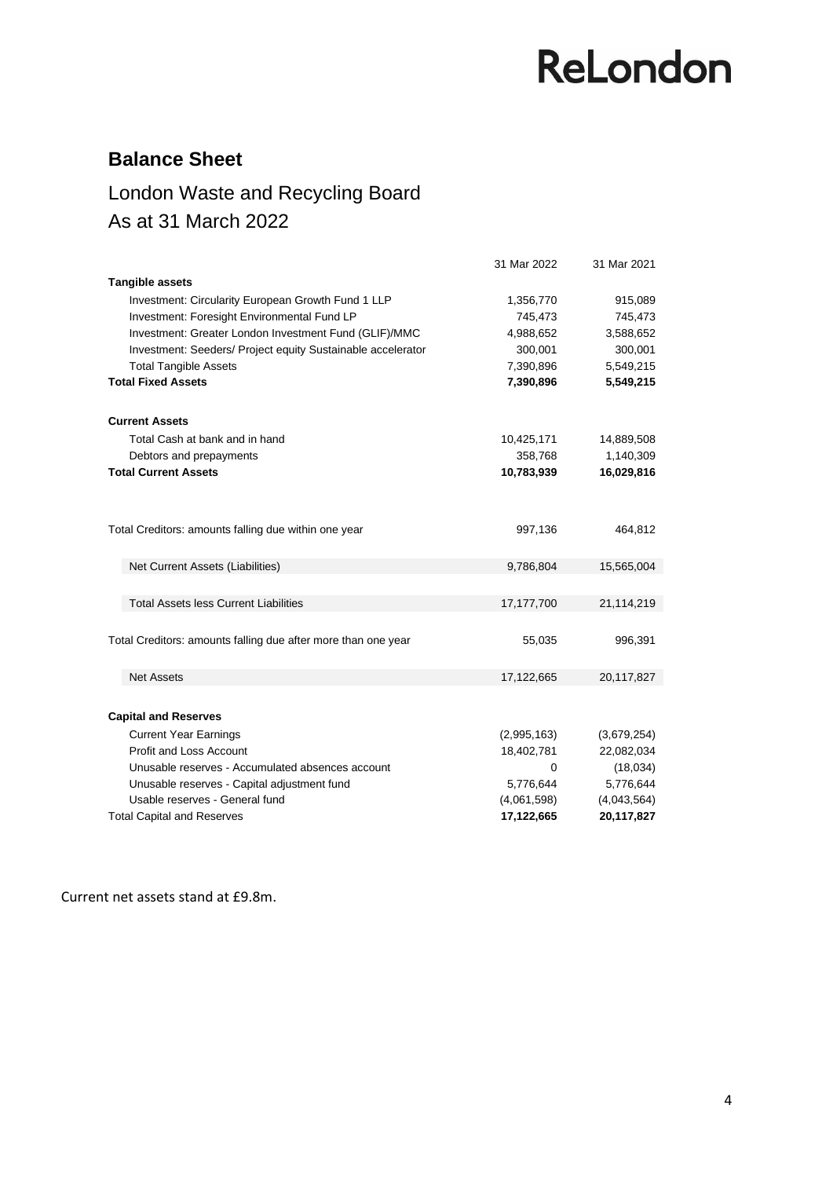ReLondon

## Balance Sheet

London Waste and Recycling Board
As at 31 March 2022

| | 31 Mar 2022 | 31 Mar 2021 |
|---|---|---|
| **Tangible assets** | | |
| Investment: Circularity European Growth Fund 1 LLP | 1,356,770 | 915,089 |
| Investment: Foresight Environmental Fund LP | 745,473 | 745,473 |
| Investment: Greater London Investment Fund (GLIF)/MMC | 4,988,652 | 3,588,652 |
| Investment: Seeders/ Project equity Sustainable accelerator | 300,001 | 300,001 |
| Total Tangible Assets | 7,390,896 | 5,549,215 |
| **Total Fixed Assets** | **7,390,896** | **5,549,215** |
| | | |
| **Current Assets** | | |
| Total Cash at bank and in hand | 10,425,171 | 14,889,508 |
| Debtors and prepayments | 358,768 | 1,140,309 |
| **Total Current Assets** | **10,783,939** | **16,029,816** |
| | | |
| Total Creditors: amounts falling due within one year | 997,136 | 464,812 |
| | | |
| Net Current Assets (Liabilities) | 9,786,804 | 15,565,004 |
| | | |
| Total Assets less Current Liabilities | 17,177,700 | 21,114,219 |
| | | |
| Total Creditors: amounts falling due after more than one year | 55,035 | 996,391 |
| | | |
| Net Assets | 17,122,665 | 20,117,827 |
| | | |
| **Capital and Reserves** | | |
| Current Year Earnings | (2,995,163) | (3,679,254) |
| Profit and Loss Account | 18,402,781 | 22,082,034 |
| Unusable reserves - Accumulated absences account | 0 | (18,034) |
| Unusable reserves - Capital adjustment fund | 5,776,644 | 5,776,644 |
| Usable reserves - General fund | (4,061,598) | (4,043,564) |
| Total Capital and Reserves | **17,122,665** | **20,117,827** |

Current net assets stand at £9.8m.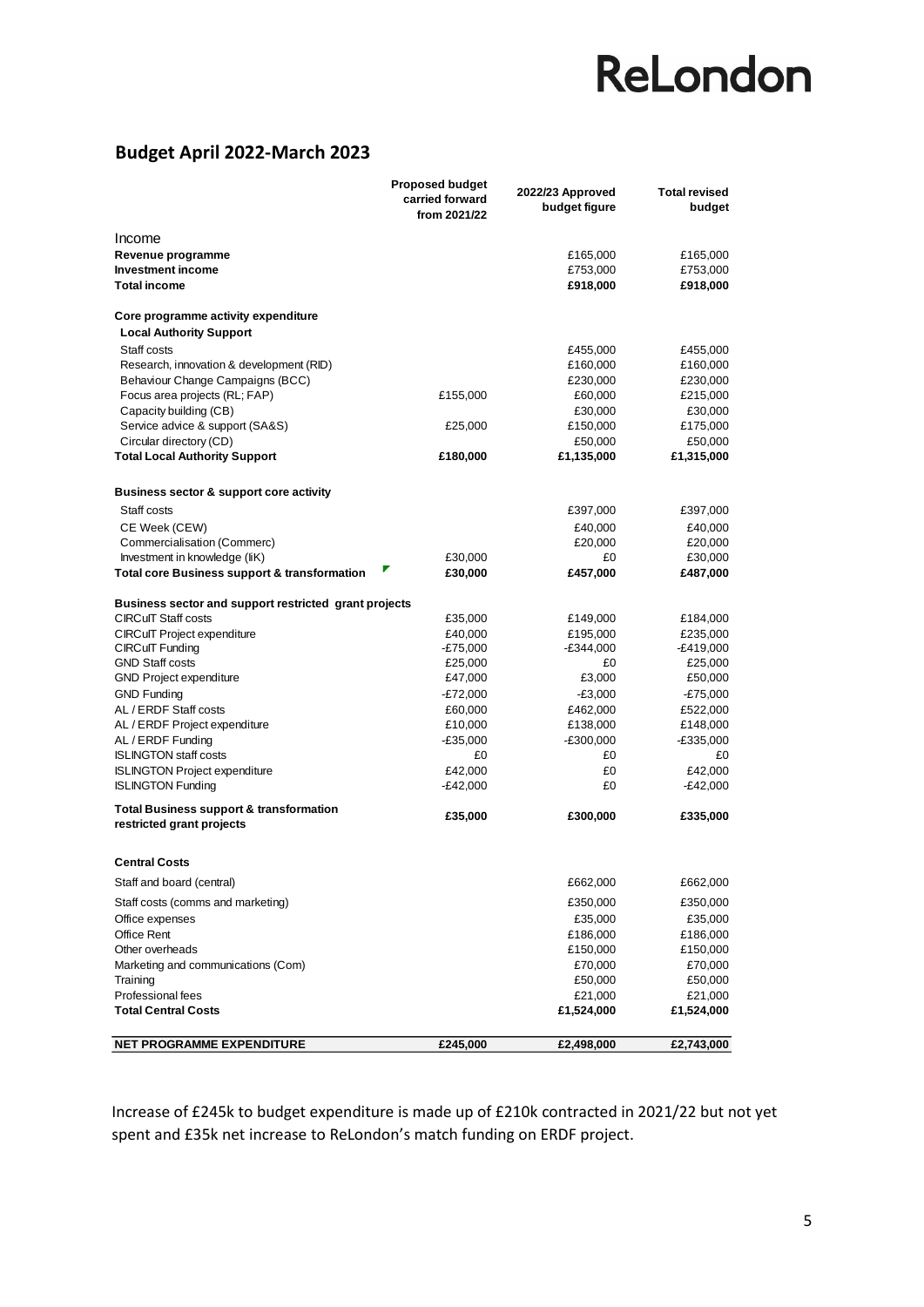## Budget April 2022-March 2023

| | Proposed budget carried forward from 2021/22 | 2022/23 Approved budget figure | Total revised budget |
|---|---|---|---|
| Income | | | |
| **Revenue programme** | | £165,000 | £165,000 |
| **Investment income** | | £753,000 | £753,000 |
| **Total income** | | **£918,000** | **£918,000** |
| **Core programme activity expenditure** | | | |
| **Local Authority Support** | | | |
| Staff costs | | £455,000 | £455,000 |
| Research, innovation & development (RID) | | £160,000 | £160,000 |
| Behaviour Change Campaigns (BCC) | | £230,000 | £230,000 |
| Focus area projects (RL; FAP) | £155,000 | £60,000 | £215,000 |
| Capacity building (CB) | | £30,000 | £30,000 |
| Service advice & support (SA&S) | £25,000 | £150,000 | £175,000 |
| Circular directory (CD) | | £50,000 | £50,000 |
| **Total Local Authority Support** | **£180,000** | **£1,135,000** | **£1,315,000** |
| **Business sector & support core activity** | | | |
| Staff costs | | £397,000 | £397,000 |
| CE Week (CEW) | | £40,000 | £40,000 |
| Commercialisation (Commerc) | | £20,000 | £20,000 |
| Investment in knowledge (IiK) | £30,000 | £0 | £30,000 |
| **Total core Business support & transformation** | **£30,000** | **£457,000** | **£487,000** |
| **Business sector and support restricted grant projects** | | | |
| CIRCuIT Staff costs | £35,000 | £149,000 | £184,000 |
| CIRCuIT Project expenditure | £40,000 | £195,000 | £235,000 |
| CIRCuIT Funding | -£75,000 | -£344,000 | -£419,000 |
| GND Staff costs | £25,000 | £0 | £25,000 |
| GND Project expenditure | £47,000 | £3,000 | £50,000 |
| GND Funding | -£72,000 | -£3,000 | -£75,000 |
| AL / ERDF Staff costs | £60,000 | £462,000 | £522,000 |
| AL / ERDF Project expenditure | £10,000 | £138,000 | £148,000 |
| AL / ERDF Funding | -£35,000 | -£300,000 | -£335,000 |
| ISLINGTON staff costs | £0 | £0 | £0 |
| ISLINGTON Project expenditure | £42,000 | £0 | £42,000 |
| ISLINGTON Funding | -£42,000 | £0 | -£42,000 |
| **Total Business support & transformation restricted grant projects** | **£35,000** | **£300,000** | **£335,000** |
| **Central Costs** | | | |
| Staff and board (central) | | £662,000 | £662,000 |
| Staff costs (comms and marketing) | | £350,000 | £350,000 |
| Office expenses | | £35,000 | £35,000 |
| Office Rent | | £186,000 | £186,000 |
| Other overheads | | £150,000 | £150,000 |
| Marketing and communications (Com) | | £70,000 | £70,000 |
| Training | | £50,000 | £50,000 |
| Professional fees | | £21,000 | £21,000 |
| **Total Central Costs** | | **£1,524,000** | **£1,524,000** |
| **NET PROGRAMME EXPENDITURE** | **£245,000** | **£2,498,000** | **£2,743,000** |

Increase of £245k to budget expenditure is made up of £210k contracted in 2021/22 but not yet spent and £35k net increase to ReLondon's match funding on ERDF project.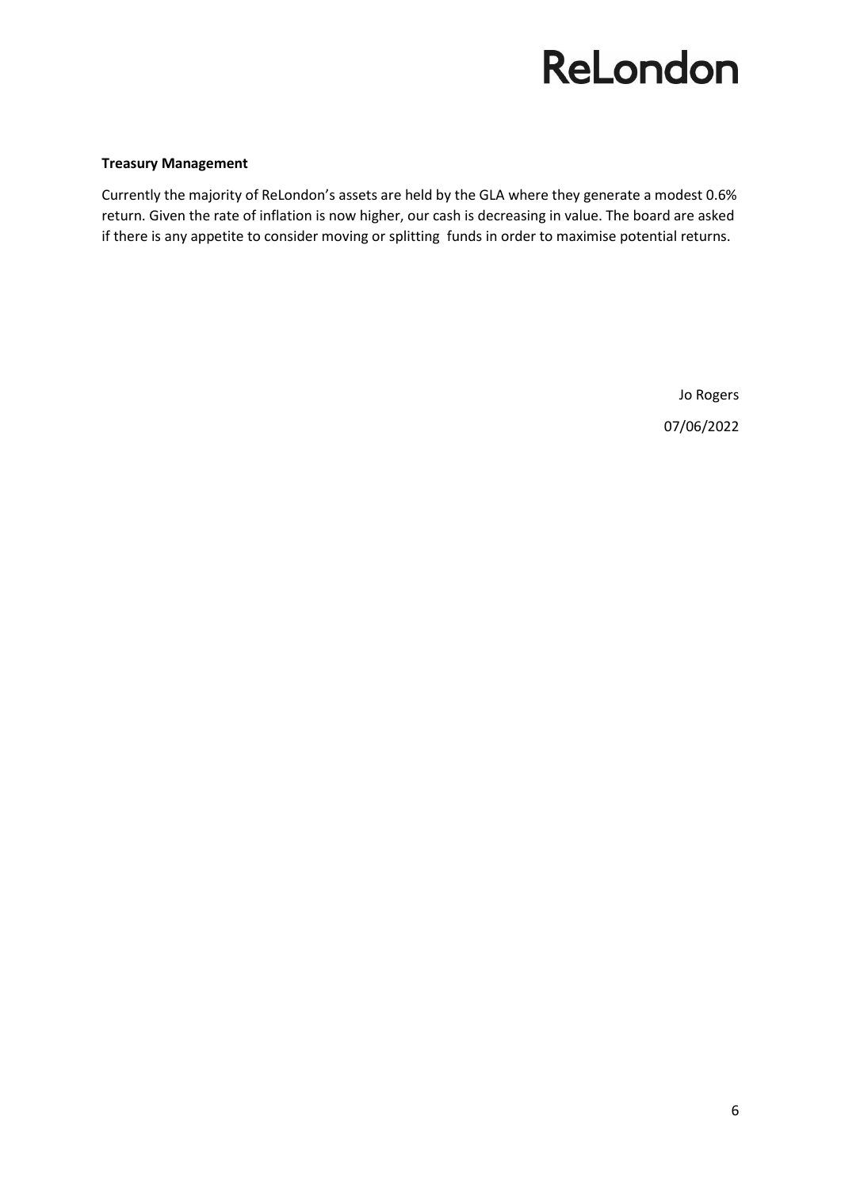**Treasury Management**

Currently the majority of ReLondon's assets are held by the GLA where they generate a modest 0.6% return. Given the rate of inflation is now higher, our cash is decreasing in value. The board are asked if there is any appetite to consider moving or splitting funds in order to maximise potential returns.

Jo Rogers

07/06/2022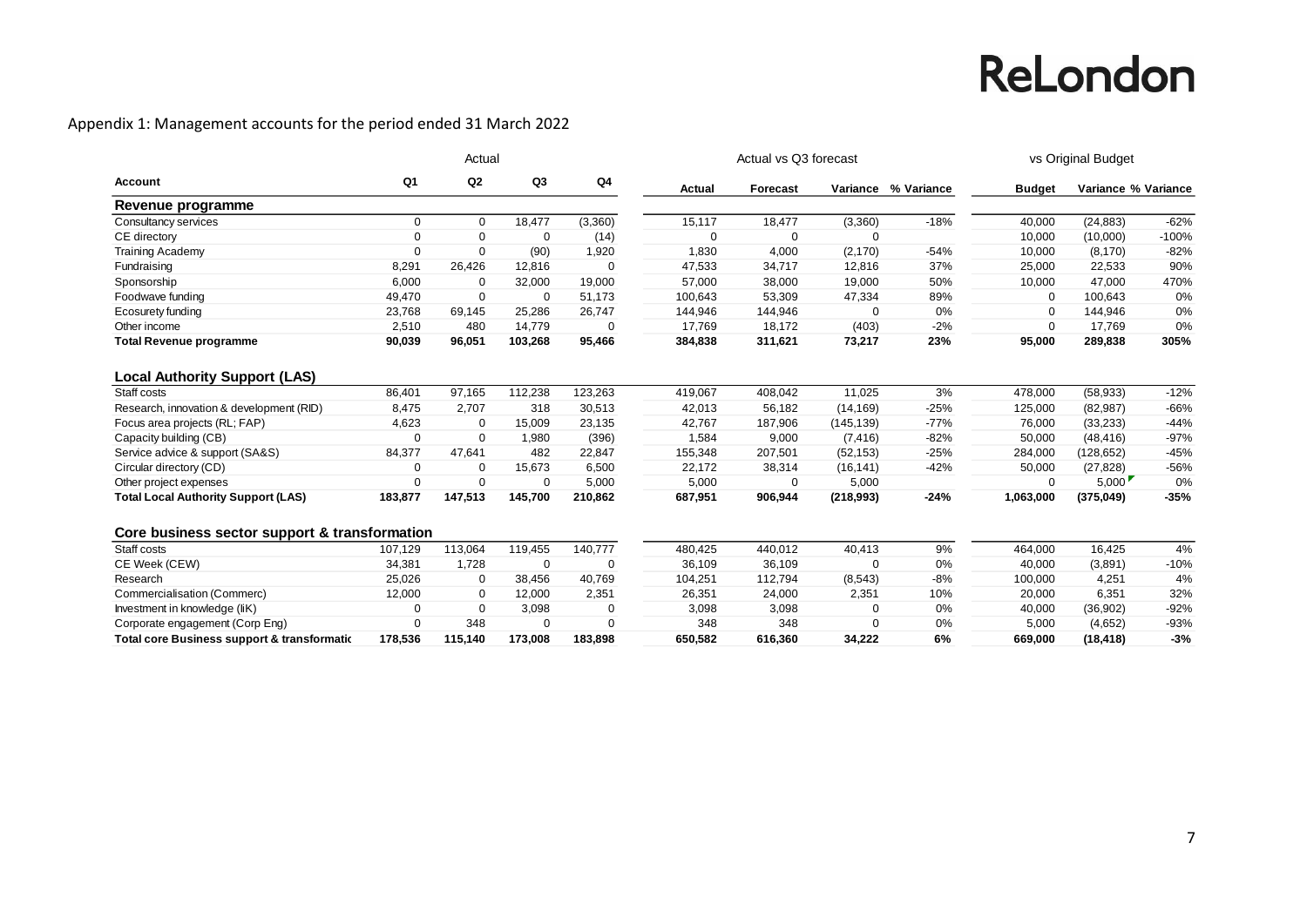Appendix 1: Management accounts for the period ended 31 March 2022

| Account | Actual | | | | Actual vs Q3 forecast | | | | vs Original Budget | | |
|---|---|---|---|---|---|---|---|---|---|---|---|
| | Q1 | Q2 | Q3 | Q4 | Actual | Forecast | Variance | % Variance | Budget | Variance | % Variance |
| **Revenue programme** | | | | | | | | | | | |
| Consultancy services | 0 | 0 | 18,477 | (3,360) | 15,117 | 18,477 | (3,360) | -18% | 40,000 | (24,883) | -62% |
| CE directory | 0 | 0 | 0 | (14) | 0 | 0 | 0 | | 10,000 | (10,000) | -100% |
| Training Academy | 0 | 0 | (90) | 1,920 | 1,830 | 4,000 | (2,170) | -54% | 10,000 | (8,170) | -82% |
| Fundraising | 8,291 | 26,426 | 12,816 | 0 | 47,533 | 34,717 | 12,816 | 37% | 25,000 | 22,533 | 90% |
| Sponsorship | 6,000 | 0 | 32,000 | 19,000 | 57,000 | 38,000 | 19,000 | 50% | 10,000 | 47,000 | 470% |
| Foodwave funding | 49,470 | 0 | 0 | 51,173 | 100,643 | 53,309 | 47,334 | 89% | 0 | 100,643 | 0% |
| Ecosurety funding | 23,768 | 69,145 | 25,286 | 26,747 | 144,946 | 144,946 | 0 | 0% | 0 | 144,946 | 0% |
| Other income | 2,510 | 480 | 14,779 | 0 | 17,769 | 18,172 | (403) | -2% | 0 | 17,769 | 0% |
| **Total Revenue programme** | **90,039** | **96,051** | **103,268** | **95,466** | **384,838** | **311,621** | **73,217** | **23%** | **95,000** | **289,838** | **305%** |
| **Local Authority Support (LAS)** | | | | | | | | | | | |
| Staff costs | 86,401 | 97,165 | 112,238 | 123,263 | 419,067 | 408,042 | 11,025 | 3% | 478,000 | (58,933) | -12% |
| Research, innovation & development (RID) | 8,475 | 2,707 | 318 | 30,513 | 42,013 | 56,182 | (14,169) | -25% | 125,000 | (82,987) | -66% |
| Focus area projects (RL; FAP) | 4,623 | 0 | 15,009 | 23,135 | 42,767 | 187,906 | (145,139) | -77% | 76,000 | (33,233) | -44% |
| Capacity building (CB) | 0 | 0 | 1,980 | (396) | 1,584 | 9,000 | (7,416) | -82% | 50,000 | (48,416) | -97% |
| Service advice & support (SA&S) | 84,377 | 47,641 | 482 | 22,847 | 155,348 | 207,501 | (52,153) | -25% | 284,000 | (128,652) | -45% |
| Circular directory (CD) | 0 | 0 | 15,673 | 6,500 | 22,172 | 38,314 | (16,141) | -42% | 50,000 | (27,828) | -56% |
| Other project expenses | 0 | 0 | 0 | 5,000 | 5,000 | 0 | 5,000 | | 0 | 5,000 | 0% |
| **Total Local Authority Support (LAS)** | **183,877** | **147,513** | **145,700** | **210,862** | **687,951** | **906,944** | **(218,993)** | **-24%** | **1,063,000** | **(375,049)** | **-35%** |
| **Core business sector support & transformation** | | | | | | | | | | | |
| Staff costs | 107,129 | 113,064 | 119,455 | 140,777 | 480,425 | 440,012 | 40,413 | 9% | 464,000 | 16,425 | 4% |
| CE Week (CEW) | 34,381 | 1,728 | 0 | 0 | 36,109 | 36,109 | 0 | 0% | 40,000 | (3,891) | -10% |
| Research | 25,026 | 0 | 38,456 | 40,769 | 104,251 | 112,794 | (8,543) | -8% | 100,000 | 4,251 | 4% |
| Commercialisation (Commerc) | 12,000 | 0 | 12,000 | 2,351 | 26,351 | 24,000 | 2,351 | 10% | 20,000 | 6,351 | 32% |
| Investment in knowledge (IiK) | 0 | 0 | 3,098 | 0 | 3,098 | 3,098 | 0 | 0% | 40,000 | (36,902) | -92% |
| Corporate engagement (Corp Eng) | 0 | 348 | 0 | 0 | 348 | 348 | 0 | 0% | 5,000 | (4,652) | -93% |
| **Total core Business support & transformatic** | **178,536** | **115,140** | **173,008** | **183,898** | **650,582** | **616,360** | **34,222** | **6%** | **669,000** | **(18,418)** | **-3%** |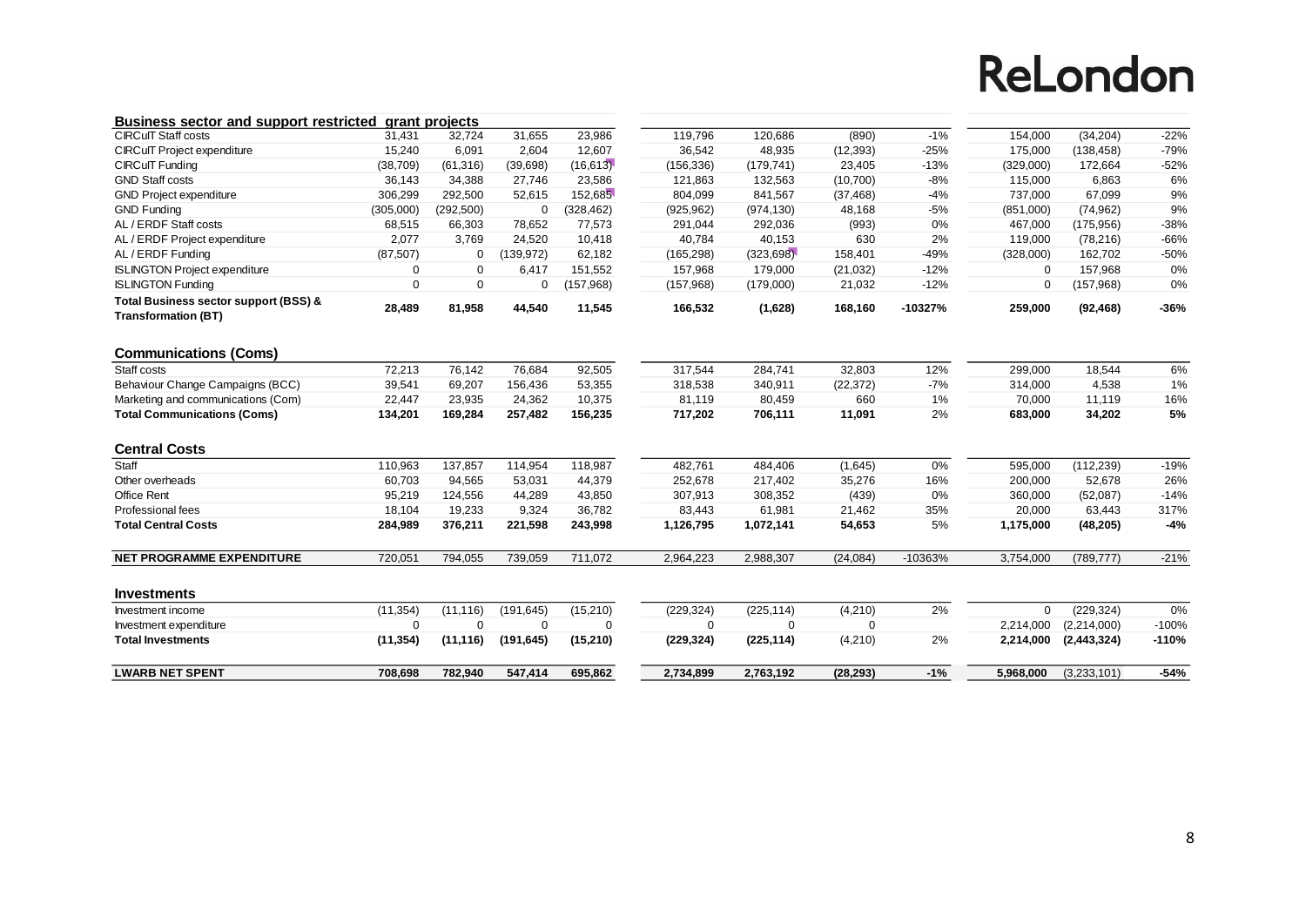ReLondon

| | | | | | | | | | | | | |
|---|---|---|---|---|---|---|---|---|---|---|---|---|
| **Business sector and support restricted grant projects** | | | | | | | | | | | | |
| CIRCulT Staff costs | 31,431 | 32,724 | 31,655 | 23,986 | 119,796 | 120,686 | (890) | -1% | 154,000 | (34,204) | -22% |
| CIRCulT Project expenditure | 15,240 | 6,091 | 2,604 | 12,607 | 36,542 | 48,935 | (12,393) | -25% | 175,000 | (138,458) | -79% |
| CIRCulT Funding | (38,709) | (61,316) | (39,698) | (16,613) | (156,336) | (179,741) | 23,405 | -13% | (329,000) | 172,664 | -52% |
| GND Staff costs | 36,143 | 34,388 | 27,746 | 23,586 | 121,863 | 132,563 | (10,700) | -8% | 115,000 | 6,863 | 6% |
| GND Project expenditure | 306,299 | 292,500 | 52,615 | 152,685 | 804,099 | 841,567 | (37,468) | -4% | 737,000 | 67,099 | 9% |
| GND Funding | (305,000) | (292,500) | 0 | (328,462) | (925,962) | (974,130) | 48,168 | -5% | (851,000) | (74,962) | 9% |
| AL / ERDF Staff costs | 68,515 | 66,303 | 78,652 | 77,573 | 291,044 | 292,036 | (993) | 0% | 467,000 | (175,956) | -38% |
| AL / ERDF Project expenditure | 2,077 | 3,769 | 24,520 | 10,418 | 40,784 | 40,153 | 630 | 2% | 119,000 | (78,216) | -66% |
| AL / ERDF Funding | (87,507) | 0 | (139,972) | 62,182 | (165,298) | (323,698) | 158,401 | -49% | (328,000) | 162,702 | -50% |
| ISLINGTON Project expenditure | 0 | 0 | 6,417 | 151,552 | 157,968 | 179,000 | (21,032) | -12% | 0 | 157,968 | 0% |
| ISLINGTON Funding | 0 | 0 | 0 | (157,968) | (157,968) | (179,000) | 21,032 | -12% | 0 | (157,968) | 0% |
| **Total Business sector support (BSS) & Transformation (BT)** | **28,489** | **81,958** | **44,540** | **11,545** | **166,532** | **(1,628)** | **168,160** | **-10327%** | **259,000** | **(92,468)** | **-36%** |
| **Communications (Coms)** | | | | | | | | | | | |
| Staff costs | 72,213 | 76,142 | 76,684 | 92,505 | 317,544 | 284,741 | 32,803 | 12% | 299,000 | 18,544 | 6% |
| Behaviour Change Campaigns (BCC) | 39,541 | 69,207 | 156,436 | 53,355 | 318,538 | 340,911 | (22,372) | -7% | 314,000 | 4,538 | 1% |
| Marketing and communications (Com) | 22,447 | 23,935 | 24,362 | 10,375 | 81,119 | 80,459 | 660 | 1% | 70,000 | 11,119 | 16% |
| **Total Communications (Coms)** | **134,201** | **169,284** | **257,482** | **156,235** | **717,202** | **706,111** | **11,091** | **2%** | **683,000** | **34,202** | **5%** |
| **Central Costs** | | | | | | | | | | | |
| Staff | 110,963 | 137,857 | 114,954 | 118,987 | 482,761 | 484,406 | (1,645) | 0% | 595,000 | (112,239) | -19% |
| Other overheads | 60,703 | 94,565 | 53,031 | 44,379 | 252,678 | 217,402 | 35,276 | 16% | 200,000 | 52,678 | 26% |
| Office Rent | 95,219 | 124,556 | 44,289 | 43,850 | 307,913 | 308,352 | (439) | 0% | 360,000 | (52,087) | -14% |
| Professional fees | 18,104 | 19,233 | 9,324 | 36,782 | 83,443 | 61,981 | 21,462 | 35% | 20,000 | 63,443 | 317% |
| **Total Central Costs** | **284,989** | **376,211** | **221,598** | **243,998** | **1,126,795** | **1,072,141** | **54,653** | **5%** | **1,175,000** | **(48,205)** | **-4%** |
| **NET PROGRAMME EXPENDITURE** | 720,051 | 794,055 | 739,059 | 711,072 | 2,964,223 | 2,988,307 | (24,084) | -10363% | 3,754,000 | (789,777) | -21% |
| **Investments** | | | | | | | | | | | |
| Investment income | (11,354) | (11,116) | (191,645) | (15,210) | (229,324) | (225,114) | (4,210) | 2% | 0 | (229,324) | 0% |
| Investment expenditure | 0 | 0 | 0 | 0 | 0 | 0 | 0 | | 2,214,000 | (2,214,000) | -100% |
| **Total Investments** | **(11,354)** | **(11,116)** | **(191,645)** | **(15,210)** | **(229,324)** | **(225,114)** | **(4,210)** | **2%** | **2,214,000** | **(2,443,324)** | **-110%** |
| **LWARB NET SPENT** | **708,698** | **782,940** | **547,414** | **695,862** | **2,734,899** | **2,763,192** | **(28,293)** | **-1%** | **5,968,000** | (3,233,101) | **-54%** |